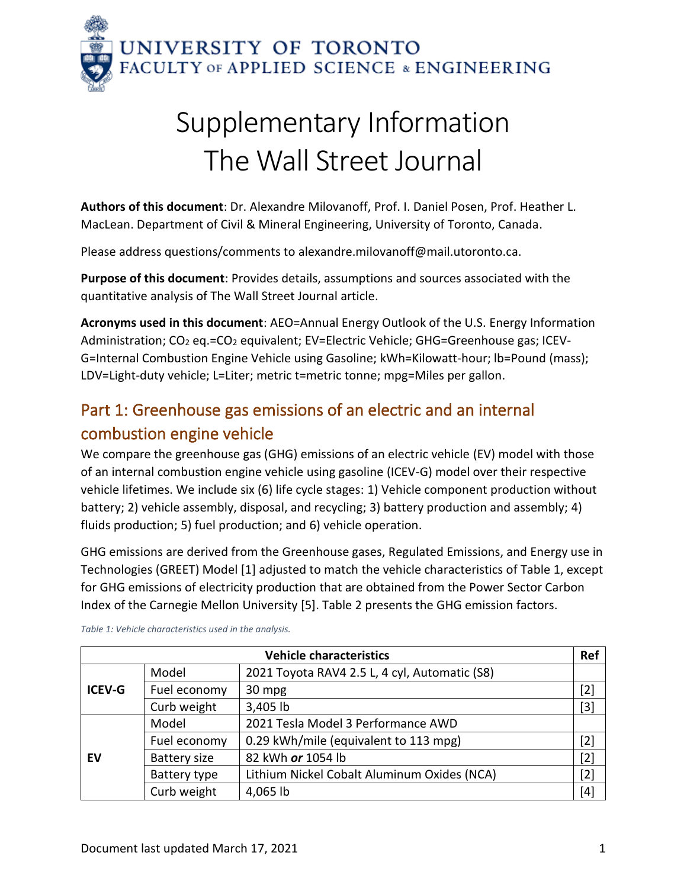# Supplementary Information
# The Wall Street Journal

**Authors of this document**: Dr. Alexandre Milovanoff, Prof. I. Daniel Posen, Prof. Heather L. MacLean. Department of Civil & Mineral Engineering, University of Toronto, Canada.

Please address questions/comments to alexandre.milovanoff@mail.utoronto.ca.

**Purpose of this document**: Provides details, assumptions and sources associated with the quantitative analysis of The Wall Street Journal article.

**Acronyms used in this document**: AEO=Annual Energy Outlook of the U.S. Energy Information Administration; $CO_2$ eq.=$CO_2$ equivalent; EV=Electric Vehicle; GHG=Greenhouse gas; ICEV-G=Internal Combustion Engine Vehicle using Gasoline; kWh=Kilowatt-hour; lb=Pound (mass); LDV=Light-duty vehicle; L=Liter; metric t=metric tonne; mpg=Miles per gallon.

## Part 1: Greenhouse gas emissions of an electric and an internal combustion engine vehicle

We compare the greenhouse gas (GHG) emissions of an electric vehicle (EV) model with those of an internal combustion engine vehicle using gasoline (ICEV-G) model over their respective vehicle lifetimes. We include six (6) life cycle stages: 1) Vehicle component production without battery; 2) vehicle assembly, disposal, and recycling; 3) battery production and assembly; 4) fluids production; 5) fuel production; and 6) vehicle operation.

GHG emissions are derived from the Greenhouse gases, Regulated Emissions, and Energy use in Technologies (GREET) Model [1] adjusted to match the vehicle characteristics of Table 1, except for GHG emissions of electricity production that are obtained from the Power Sector Carbon Index of the Carnegie Mellon University [5]. Table 2 presents the GHG emission factors.

*Table 1: Vehicle characteristics used in the analysis.*

| Vehicle characteristics | | | Ref |
|---|---|---|---|
| **ICEV-G** | Model | 2021 Toyota RAV4 2.5 L, 4 cyl, Automatic (S8) | |
| | Fuel economy | 30 mpg | [2] |
| | Curb weight | 3,405 lb | [3] |
| **EV** | Model | 2021 Tesla Model 3 Performance AWD | |
| | Fuel economy | 0.29 kWh/mile (equivalent to 113 mpg) | [2] |
| | Battery size | 82 kWh ***or*** 1054 lb | [2] |
| | Battery type | Lithium Nickel Cobalt Aluminum Oxides (NCA) | [2] |
| | Curb weight | 4,065 lb | [4] |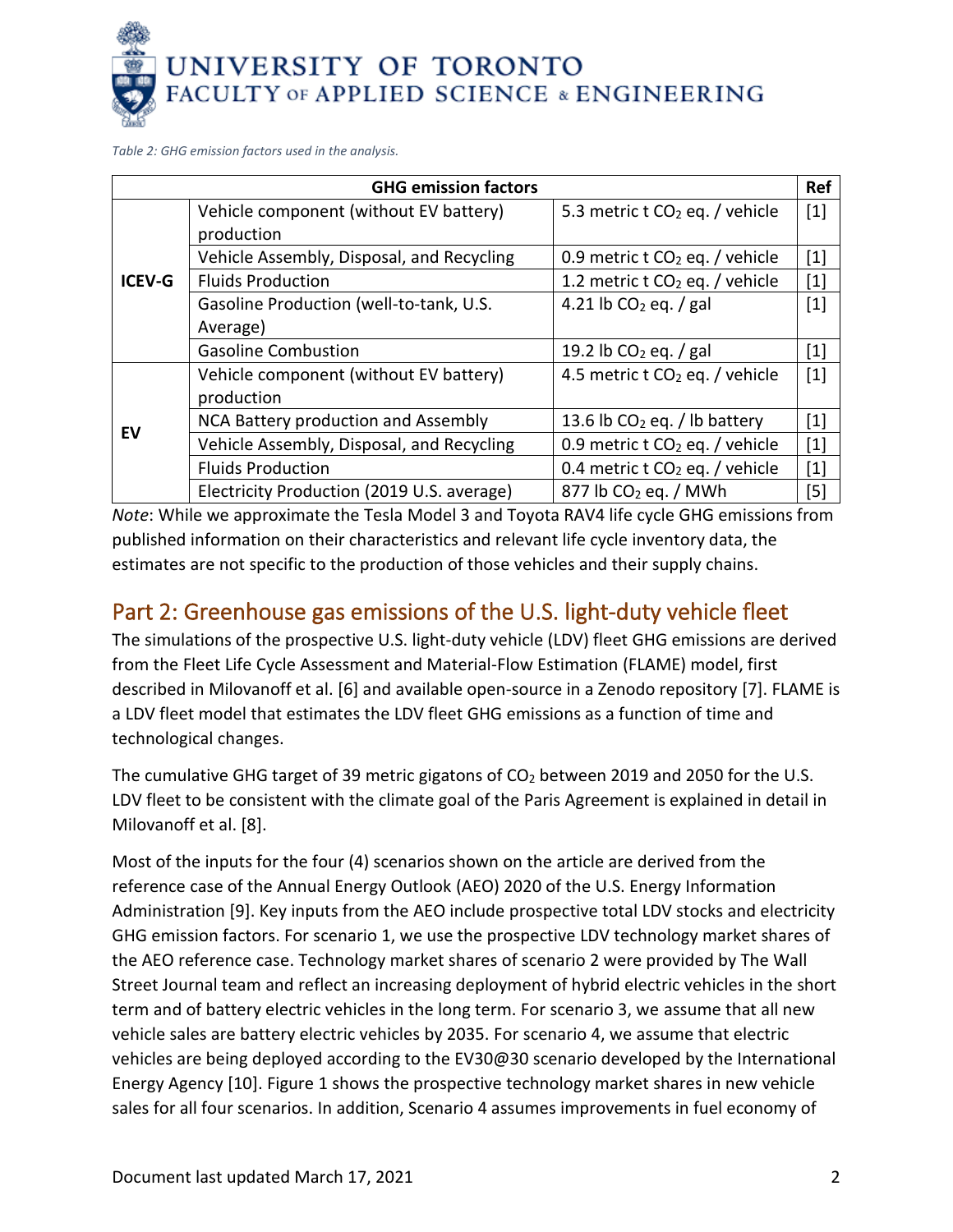*Table 2: GHG emission factors used in the analysis.*

| GHG emission factors | | | Ref |
|---|---|---|---|
| ICEV-G | Vehicle component (without EV battery) production | 5.3 metric t $CO_2$ eq. / vehicle | [1] |
| | Vehicle Assembly, Disposal, and Recycling | 0.9 metric t $CO_2$ eq. / vehicle | [1] |
| | Fluids Production | 1.2 metric t $CO_2$ eq. / vehicle | [1] |
| | Gasoline Production (well-to-tank, U.S. Average) | 4.21 lb $CO_2$ eq. / gal | [1] |
| | Gasoline Combustion | 19.2 lb $CO_2$ eq. / gal | [1] |
| EV | Vehicle component (without EV battery) production | 4.5 metric t $CO_2$ eq. / vehicle | [1] |
| | NCA Battery production and Assembly | 13.6 lb $CO_2$ eq. / lb battery | [1] |
| | Vehicle Assembly, Disposal, and Recycling | 0.9 metric t $CO_2$ eq. / vehicle | [1] |
| | Fluids Production | 0.4 metric t $CO_2$ eq. / vehicle | [1] |
| | Electricity Production (2019 U.S. average) | 877 lb $CO_2$ eq. / MWh | [5] |

*Note*: While we approximate the Tesla Model 3 and Toyota RAV4 life cycle GHG emissions from published information on their characteristics and relevant life cycle inventory data, the estimates are not specific to the production of those vehicles and their supply chains.

## Part 2: Greenhouse gas emissions of the U.S. light-duty vehicle fleet

The simulations of the prospective U.S. light-duty vehicle (LDV) fleet GHG emissions are derived from the Fleet Life Cycle Assessment and Material-Flow Estimation (FLAME) model, first described in Milovanoff et al. [6] and available open-source in a Zenodo repository [7]. FLAME is a LDV fleet model that estimates the LDV fleet GHG emissions as a function of time and technological changes.

The cumulative GHG target of 39 metric gigatons of $CO_2$ between 2019 and 2050 for the U.S. LDV fleet to be consistent with the climate goal of the Paris Agreement is explained in detail in Milovanoff et al. [8].

Most of the inputs for the four (4) scenarios shown on the article are derived from the reference case of the Annual Energy Outlook (AEO) 2020 of the U.S. Energy Information Administration [9]. Key inputs from the AEO include prospective total LDV stocks and electricity GHG emission factors. For scenario 1, we use the prospective LDV technology market shares of the AEO reference case. Technology market shares of scenario 2 were provided by The Wall Street Journal team and reflect an increasing deployment of hybrid electric vehicles in the short term and of battery electric vehicles in the long term. For scenario 3, we assume that all new vehicle sales are battery electric vehicles by 2035. For scenario 4, we assume that electric vehicles are being deployed according to the EV30@30 scenario developed by the International Energy Agency [10]. Figure 1 shows the prospective technology market shares in new vehicle sales for all four scenarios. In addition, Scenario 4 assumes improvements in fuel economy of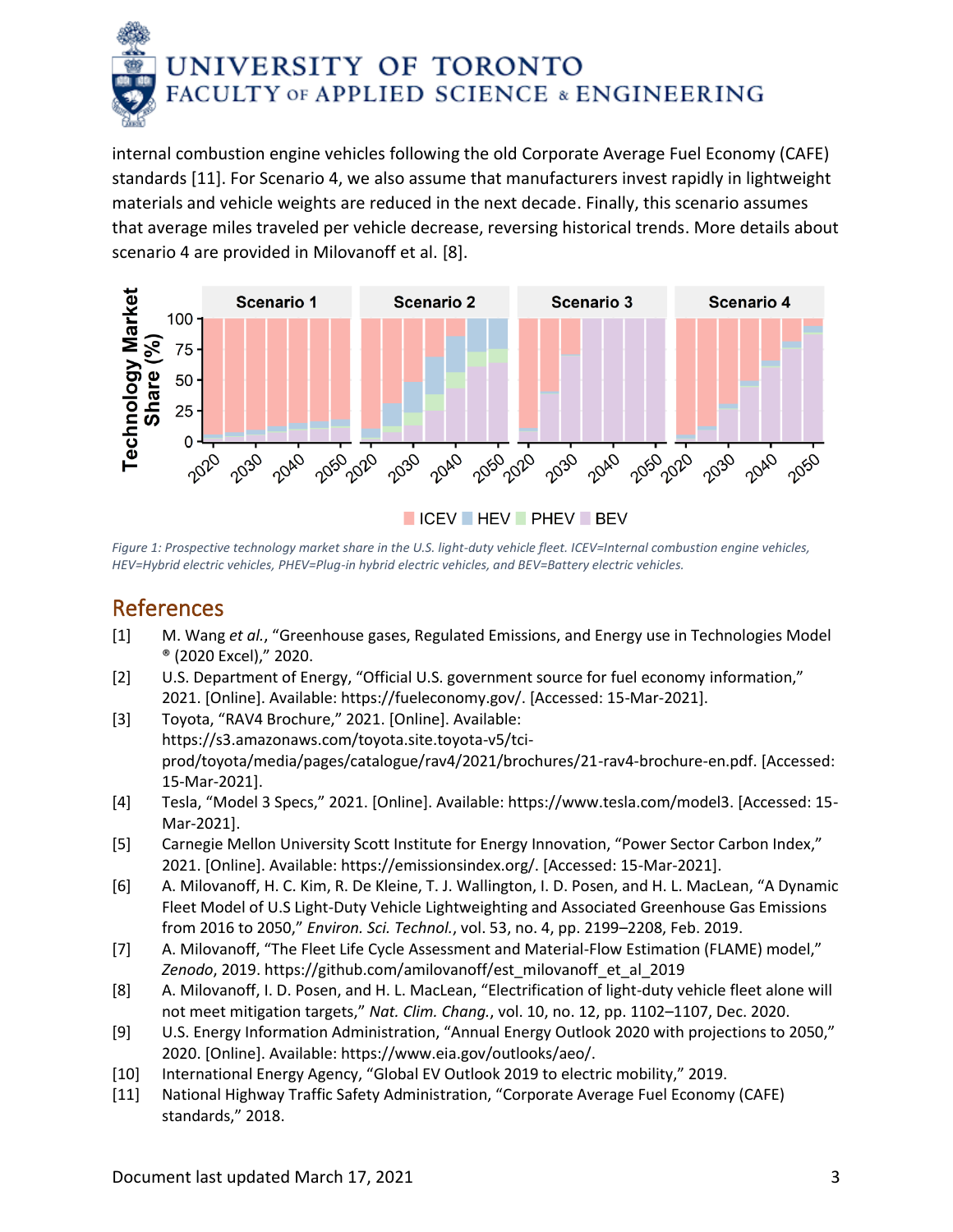internal combustion engine vehicles following the old Corporate Average Fuel Economy (CAFE) standards [11]. For Scenario 4, we also assume that manufacturers invest rapidly in lightweight materials and vehicle weights are reduced in the next decade. Finally, this scenario assumes that average miles traveled per vehicle decrease, reversing historical trends. More details about scenario 4 are provided in Milovanoff et al. [8].

Scenario 1
Scenario 2
Scenario 3
Scenario 4

Technology Market Share (%)

100
75
50
25
0

2020 2030 2040 2050

ICEV HEV PHEV BEV

*Figure 1: Prospective technology market share in the U.S. light-duty vehicle fleet. ICEV=Internal combustion engine vehicles, HEV=Hybrid electric vehicles, PHEV=Plug-in hybrid electric vehicles, and BEV=Battery electric vehicles.*

## References

[1] M. Wang *et al.*, "Greenhouse gases, Regulated Emissions, and Energy use in Technologies Model ® (2020 Excel)," 2020.

[2] U.S. Department of Energy, "Official U.S. government source for fuel economy information," 2021. [Online]. Available: https://fueleconomy.gov/. [Accessed: 15-Mar-2021].

[3] Toyota, "RAV4 Brochure," 2021. [Online]. Available: https://s3.amazonaws.com/toyota.site.toyota-v5/tci-prod/toyota/media/pages/catalogue/rav4/2021/brochures/21-rav4-brochure-en.pdf. [Accessed: 15-Mar-2021].

[4] Tesla, "Model 3 Specs," 2021. [Online]. Available: https://www.tesla.com/model3. [Accessed: 15-Mar-2021].

[5] Carnegie Mellon University Scott Institute for Energy Innovation, "Power Sector Carbon Index," 2021. [Online]. Available: https://emissionsindex.org/. [Accessed: 15-Mar-2021].

[6] A. Milovanoff, H. C. Kim, R. De Kleine, T. J. Wallington, I. D. Posen, and H. L. MacLean, "A Dynamic Fleet Model of U.S Light-Duty Vehicle Lightweighting and Associated Greenhouse Gas Emissions from 2016 to 2050," *Environ. Sci. Technol.*, vol. 53, no. 4, pp. 2199–2208, Feb. 2019.

[7] A. Milovanoff, "The Fleet Life Cycle Assessment and Material-Flow Estimation (FLAME) model," *Zenodo*, 2019. https://github.com/amilovanoff/est_milovanoff_et_al_2019

[8] A. Milovanoff, I. D. Posen, and H. L. MacLean, "Electrification of light-duty vehicle fleet alone will not meet mitigation targets," *Nat. Clim. Chang.*, vol. 10, no. 12, pp. 1102–1107, Dec. 2020.

[9] U.S. Energy Information Administration, "Annual Energy Outlook 2020 with projections to 2050," 2020. [Online]. Available: https://www.eia.gov/outlooks/aeo/.

[10] International Energy Agency, "Global EV Outlook 2019 to electric mobility," 2019.

[11] National Highway Traffic Safety Administration, "Corporate Average Fuel Economy (CAFE) standards," 2018.

Document last updated March 17, 2021